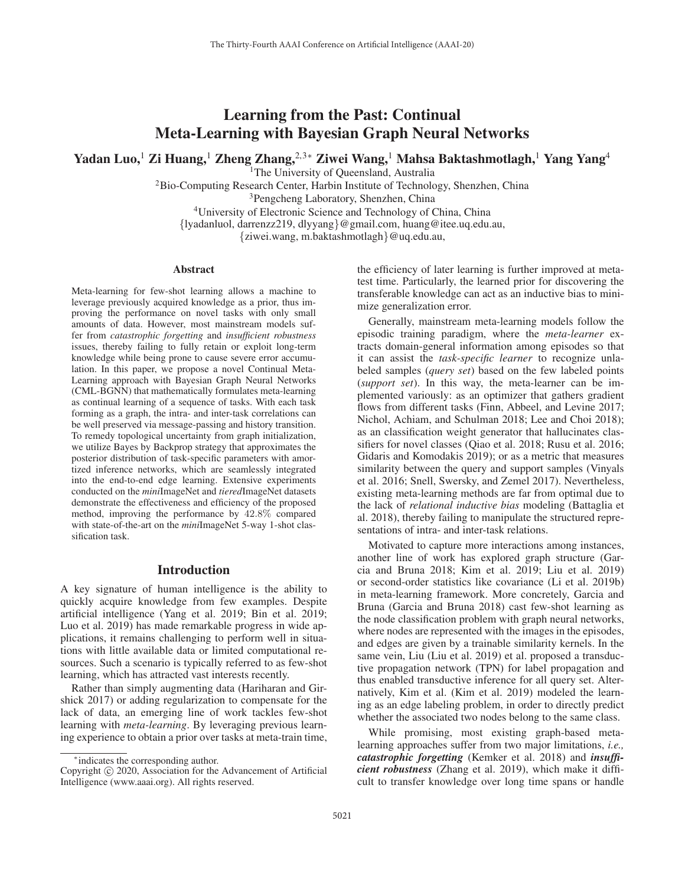# Learning from the Past: Continual Meta-Learning with Bayesian Graph Neural Networks

**Yadan Luo,[1] Zi Huang,[1] Zheng Zhang,[2,3*] Ziwei Wang,[1] Mahsa Baktashmotlagh,[1] Yang Yang[4]**

[1]The University of Queensland, Australia
[2]Bio-Computing Research Center, Harbin Institute of Technology, Shenzhen, China
[3]Pengcheng Laboratory, Shenzhen, China
[4]University of Electronic Science and Technology of China, China
{lyadanluol, darrenzz219, dlyyang}@gmail.com, huang@itee.uq.edu.au,
{ziwei.wang, m.baktashmotlagh}@uq.edu.au,

## Abstract

Meta-learning for few-shot learning allows a machine to leverage previously acquired knowledge as a prior, thus improving the performance on novel tasks with only small amounts of data. However, most mainstream models suffer from *catastrophic forgetting* and *insufficient robustness* issues, thereby failing to fully retain or exploit long-term knowledge while being prone to cause severe error accumulation. In this paper, we propose a novel Continual Meta-Learning approach with Bayesian Graph Neural Networks (CML-BGNN) that mathematically formulates meta-learning as continual learning of a sequence of tasks. With each task forming as a graph, the intra- and inter-task correlations can be well preserved via message-passing and history transition. To remedy topological uncertainty from graph initialization, we utilize Bayes by Backprop strategy that approximates the posterior distribution of task-specific parameters with amortized inference networks, which are seamlessly integrated into the end-to-end edge learning. Extensive experiments conducted on the *mini*ImageNet and *tiered*ImageNet datasets demonstrate the effectiveness and efficiency of the proposed method, improving the performance by $42.8\%$ compared with state-of-the-art on the *mini*ImageNet 5-way 1-shot classification task.

## Introduction

A key signature of human intelligence is the ability to quickly acquire knowledge from few examples. Despite artificial intelligence (Yang et al. 2019; Bin et al. 2019; Luo et al. 2019) has made remarkable progress in wide applications, it remains challenging to perform well in situations with little available data or limited computational resources. Such a scenario is typically referred to as few-shot learning, which has attracted vast interests recently.

Rather than simply augmenting data (Hariharan and Girshick 2017) or adding regularization to compensate for the lack of data, an emerging line of work tackles few-shot learning with *meta-learning*. By leveraging previous learning experience to obtain a prior over tasks at meta-train time, the efficiency of later learning is further improved at meta-test time. Particularly, the learned prior for discovering the transferable knowledge can act as an inductive bias to minimize generalization error.

Generally, mainstream meta-learning models follow the episodic training paradigm, where the *meta-learner* extracts domain-general information among episodes so that it can assist the *task-specific learner* to recognize unlabeled samples (*query set*) based on the few labeled points (*support set*). In this way, the meta-learner can be implemented variously: as an optimizer that gathers gradient flows from different tasks (Finn, Abbeel, and Levine 2017; Nichol, Achiam, and Schulman 2018; Lee and Choi 2018); as an classification weight generator that hallucinates classifiers for novel classes (Qiao et al. 2018; Rusu et al. 2016; Gidaris and Komodakis 2019); or as a metric that measures similarity between the query and support samples (Vinyals et al. 2016; Snell, Swersky, and Zemel 2017). Nevertheless, existing meta-learning methods are far from optimal due to the lack of *relational inductive bias* modeling (Battaglia et al. 2018), thereby failing to manipulate the structured representations of intra- and inter-task relations.

Motivated to capture more interactions among instances, another line of work has explored graph structure (Garcia and Bruna 2018; Kim et al. 2019; Liu et al. 2019) or second-order statistics like covariance (Li et al. 2019b) in meta-learning framework. More concretely, Garcia and Bruna (Garcia and Bruna 2018) cast few-shot learning as the node classification problem with graph neural networks, where nodes are represented with the images in the episodes, and edges are given by a trainable similarity kernels. In the same vein, Liu (Liu et al. 2019) et al. proposed a transductive propagation network (TPN) for label propagation and thus enabled transductive inference for all query set. Alternatively, Kim et al. (Kim et al. 2019) modeled the learning as an edge labeling problem, in order to directly predict whether the associated two nodes belong to the same class.

While promising, most existing graph-based meta-learning approaches suffer from two major limitations, *i.e., **catastrophic forgetting*** (Kemker et al. 2018) and ***insufficient robustness*** (Zhang et al. 2019), which make it difficult to transfer knowledge over long time spans or handle

*indicates the corresponding author.
Copyright © 2020, Association for the Advancement of Artificial Intelligence (www.aaai.org). All rights reserved.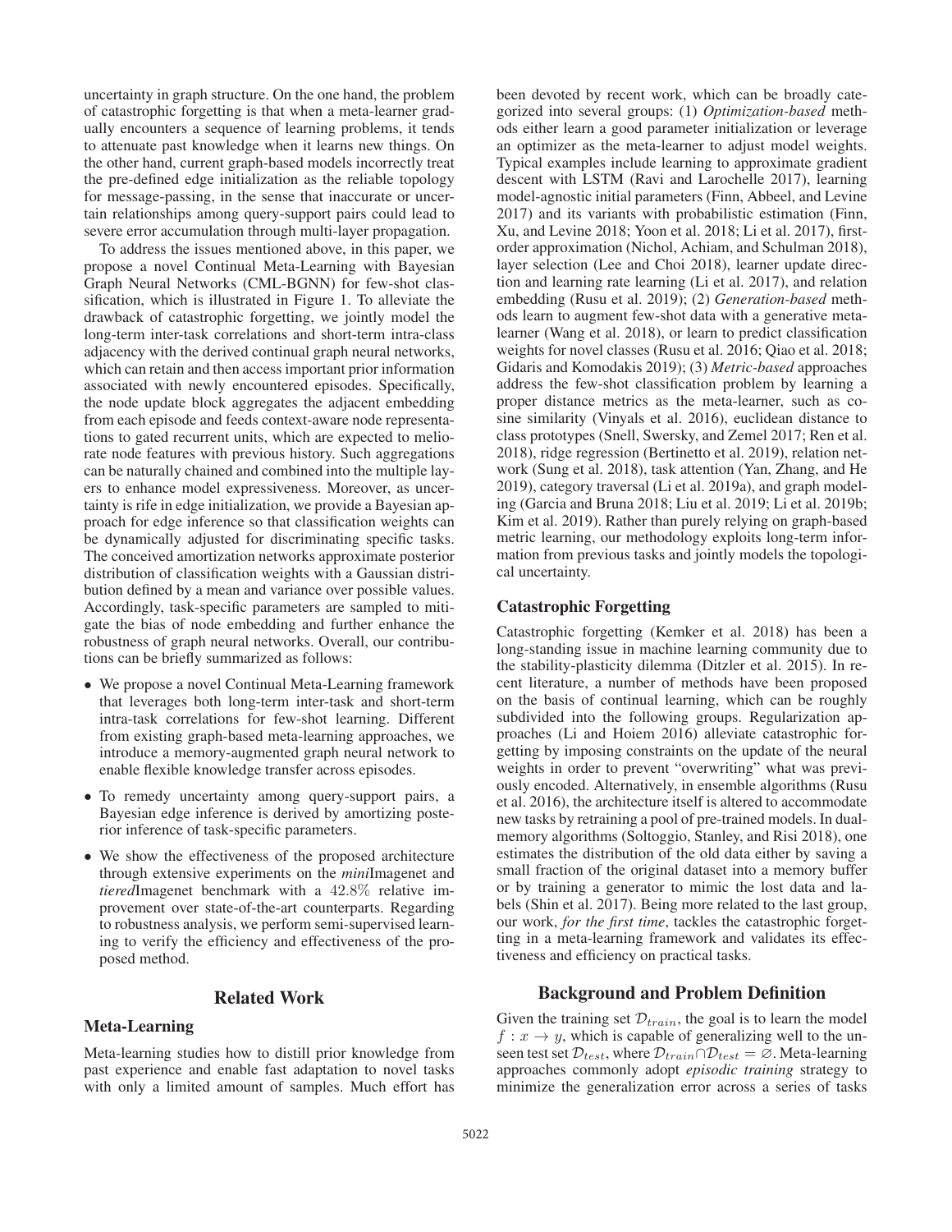uncertainty in graph structure. On the one hand, the problem of catastrophic forgetting is that when a meta-learner gradually encounters a sequence of learning problems, it tends to attenuate past knowledge when it learns new things. On the other hand, current graph-based models incorrectly treat the pre-defined edge initialization as the reliable topology for message-passing, in the sense that inaccurate or uncertain relationships among query-support pairs could lead to severe error accumulation through multi-layer propagation.

To address the issues mentioned above, in this paper, we propose a novel Continual Meta-Learning with Bayesian Graph Neural Networks (CML-BGNN) for few-shot classification, which is illustrated in Figure 1. To alleviate the drawback of catastrophic forgetting, we jointly model the long-term inter-task correlations and short-term intra-class adjacency with the derived continual graph neural networks, which can retain and then access important prior information associated with newly encountered episodes. Specifically, the node update block aggregates the adjacent embedding from each episode and feeds context-aware node representations to gated recurrent units, which are expected to meliorate node features with previous history. Such aggregations can be naturally chained and combined into the multiple layers to enhance model expressiveness. Moreover, as uncertainty is rife in edge initialization, we provide a Bayesian approach for edge inference so that classification weights can be dynamically adjusted for discriminating specific tasks. The conceived amortization networks approximate posterior distribution of classification weights with a Gaussian distribution defined by a mean and variance over possible values. Accordingly, task-specific parameters are sampled to mitigate the bias of node embedding and further enhance the robustness of graph neural networks. Overall, our contributions can be briefly summarized as follows:

- We propose a novel Continual Meta-Learning framework that leverages both long-term inter-task and short-term intra-task correlations for few-shot learning. Different from existing graph-based meta-learning approaches, we introduce a memory-augmented graph neural network to enable flexible knowledge transfer across episodes.
- To remedy uncertainty among query-support pairs, a Bayesian edge inference is derived by amortizing posterior inference of task-specific parameters.
- We show the effectiveness of the proposed architecture through extensive experiments on the *mini*Imagenet and *tiered*Imagenet benchmark with a $42.8\%$ relative improvement over state-of-the-art counterparts. Regarding to robustness analysis, we perform semi-supervised learning to verify the efficiency and effectiveness of the proposed method.

## Related Work

### Meta-Learning

Meta-learning studies how to distill prior knowledge from past experience and enable fast adaptation to novel tasks with only a limited amount of samples. Much effort has been devoted by recent work, which can be broadly categorized into several groups: (1) *Optimization-based* methods either learn a good parameter initialization or leverage an optimizer as the meta-learner to adjust model weights. Typical examples include learning to approximate gradient descent with LSTM (Ravi and Larochelle 2017), learning model-agnostic initial parameters (Finn, Abbeel, and Levine 2017) and its variants with probabilistic estimation (Finn, Xu, and Levine 2018; Yoon et al. 2018; Li et al. 2017), first-order approximation (Nichol, Achiam, and Schulman 2018), layer selection (Lee and Choi 2018), learner update direction and learning rate learning (Li et al. 2017), and relation embedding (Rusu et al. 2019); (2) *Generation-based* methods learn to augment few-shot data with a generative meta-learner (Wang et al. 2018), or learn to predict classification weights for novel classes (Rusu et al. 2016; Qiao et al. 2018; Gidaris and Komodakis 2019); (3) *Metric-based* approaches address the few-shot classification problem by learning a proper distance metrics as the meta-learner, such as cosine similarity (Vinyals et al. 2016), euclidean distance to class prototypes (Snell, Swersky, and Zemel 2017; Ren et al. 2018), ridge regression (Bertinetto et al. 2019), relation network (Sung et al. 2018), task attention (Yan, Zhang, and He 2019), category traversal (Li et al. 2019a), and graph modeling (Garcia and Bruna 2018; Liu et al. 2019; Li et al. 2019b; Kim et al. 2019). Rather than purely relying on graph-based metric learning, our methodology exploits long-term information from previous tasks and jointly models the topological uncertainty.

### Catastrophic Forgetting

Catastrophic forgetting (Kemker et al. 2018) has been a long-standing issue in machine learning community due to the stability-plasticity dilemma (Ditzler et al. 2015). In recent literature, a number of methods have been proposed on the basis of continual learning, which can be roughly subdivided into the following groups. Regularization approaches (Li and Hoiem 2016) alleviate catastrophic forgetting by imposing constraints on the update of the neural weights in order to prevent "overwriting" what was previously encoded. Alternatively, in ensemble algorithms (Rusu et al. 2016), the architecture itself is altered to accommodate new tasks by retraining a pool of pre-trained models. In dual-memory algorithms (Soltoggio, Stanley, and Risi 2018), one estimates the distribution of the old data either by saving a small fraction of the original dataset into a memory buffer or by training a generator to mimic the lost data and labels (Shin et al. 2017). Being more related to the last group, our work, *for the first time*, tackles the catastrophic forgetting in a meta-learning framework and validates its effectiveness and efficiency on practical tasks.

## Background and Problem Definition

Given the training set $\mathcal{D}_{train}$, the goal is to learn the model $f : x \rightarrow y$, which is capable of generalizing well to the unseen test set $\mathcal{D}_{test}$, where $\mathcal{D}_{train} \cap \mathcal{D}_{test} = \varnothing$. Meta-learning approaches commonly adopt *episodic training* strategy to minimize the generalization error across a series of tasks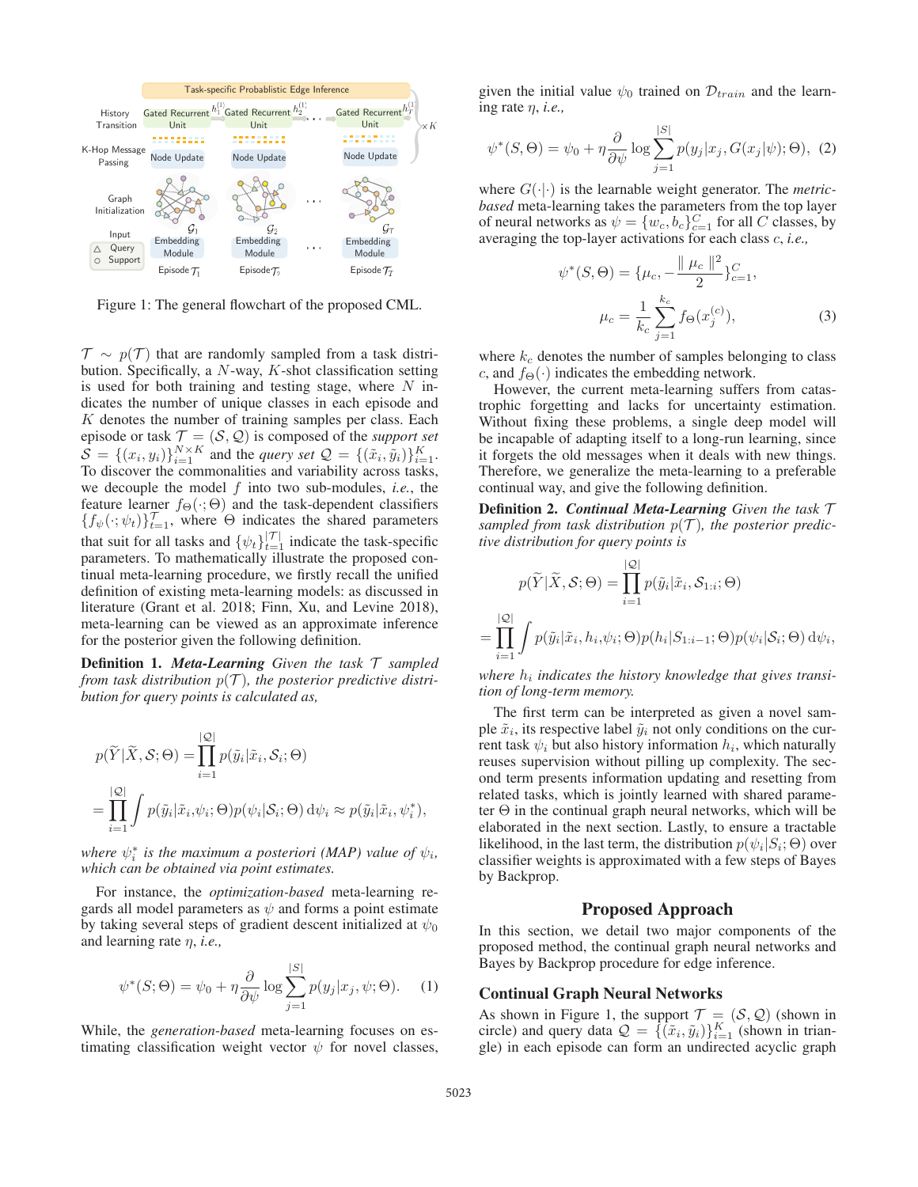Figure 1: The general flowchart of the proposed CML.

$\mathcal{T} \sim p(\mathcal{T})$ that are randomly sampled from a task distribution. Specifically, a $N$-way, $K$-shot classification setting is used for both training and testing stage, where $N$ indicates the number of unique classes in each episode and $K$ denotes the number of training samples per class. Each episode or task $\mathcal{T} = (\mathcal{S}, \mathcal{Q})$ is composed of the *support set* $\mathcal{S} = \{(x_i, y_i)\}_{i=1}^{N\times K}$ and the *query set* $\mathcal{Q} = \{(\tilde{x}_i, \tilde{y}_i)\}_{i=1}^{K}$. To discover the commonalities and variability across tasks, we decouple the model $f$ into two sub-modules, *i.e.,* the feature learner $f_\Theta(\cdot;\Theta)$ and the task-dependent classifiers $\{f_\psi(\cdot;\psi_t)\}_{t=1}^{\mathcal{T}}$, where $\Theta$ indicates the shared parameters that suit for all tasks and $\{\psi_t\}_{t=1}^{|\mathcal{T}|}$ indicate the task-specific parameters. To mathematically illustrate the proposed continual meta-learning procedure, we firstly recall the unified definition of existing meta-learning models: as discussed in literature (Grant et al. 2018; Finn, Xu, and Levine 2018), meta-learning can be viewed as an approximate inference for the posterior given the following definition.

**Definition 1.** ***Meta-Learning*** *Given the task $\mathcal{T}$ sampled from task distribution $p(\mathcal{T})$, the posterior predictive distribution for query points is calculated as,*

$$p(\widetilde{Y}|\widetilde{X}, \mathcal{S}; \Theta) = \prod_{i=1}^{|\mathcal{Q}|} p(\tilde{y}_i|\tilde{x}_i, \mathcal{S}_i; \Theta)$$

$$= \prod_{i=1}^{|\mathcal{Q}|} \int p(\tilde{y}_i|\tilde{x}_i, \psi_i; \Theta) p(\psi_i|\mathcal{S}_i; \Theta)\, \mathrm{d}\psi_i \approx p(\tilde{y}_i|\tilde{x}_i, \psi_i^*),$$

*where $\psi_i^*$ is the maximum a posteriori (MAP) value of $\psi_i$, which can be obtained via point estimates.*

For instance, the *optimization-based* meta-learning regards all model parameters as $\psi$ and forms a point estimate by taking several steps of gradient descent initialized at $\psi_0$ and learning rate $\eta$, *i.e.,*

$$\psi^*(S;\Theta) = \psi_0 + \eta \frac{\partial}{\partial \psi} \log \sum_{j=1}^{|S|} p(y_j|x_j, \psi; \Theta). \quad (1)$$

While, the *generation-based* meta-learning focuses on estimating classification weight vector $\psi$ for novel classes, given the initial value $\psi_0$ trained on $\mathcal{D}_{train}$ and the learning rate $\eta$, *i.e.,*

$$\psi^*(S,\Theta) = \psi_0 + \eta \frac{\partial}{\partial \psi} \log \sum_{j=1}^{|S|} p(y_j|x_j, G(x_j|\psi); \Theta), \quad (2)$$

where $G(\cdot|\cdot)$ is the learnable weight generator. The *metric-based* meta-learning takes the parameters from the top layer of neural networks as $\psi = \{w_c, b_c\}_{c=1}^{C}$ for all $C$ classes, by averaging the top-layer activations for each class $c$, *i.e.,*

$$\psi^*(S,\Theta) = \{\mu_c, -\frac{\| \mu_c \|^2}{2}\}_{c=1}^{C},$$

$$\mu_c = \frac{1}{k_c} \sum_{j=1}^{k_c} f_\Theta(x_j^{(c)}), \quad (3)$$

where $k_c$ denotes the number of samples belonging to class $c$, and $f_\Theta(\cdot)$ indicates the embedding network.

However, the current meta-learning suffers from catastrophic forgetting and lacks for uncertainty estimation. Without fixing these problems, a single deep model will be incapable of adapting itself to a long-run learning, since it forgets the old messages when it deals with new things. Therefore, we generalize the meta-learning to a preferable continual way, and give the following definition.

**Definition 2.** ***Continual Meta-Learning*** *Given the task $\mathcal{T}$ sampled from task distribution $p(\mathcal{T})$, the posterior predictive distribution for query points is*

$$p(\widetilde{Y}|\widetilde{X}, \mathcal{S}; \Theta) = \prod_{i=1}^{|\mathcal{Q}|} p(\tilde{y}_i|\tilde{x}_i, \mathcal{S}_{1:i}; \Theta)$$

$$= \prod_{i=1}^{|\mathcal{Q}|} \int p(\tilde{y}_i|\tilde{x}_i, h_i, \psi_i; \Theta) p(h_i|S_{1:i-1}; \Theta) p(\psi_i|\mathcal{S}_i; \Theta)\, \mathrm{d}\psi_i,$$

*where $h_i$ indicates the history knowledge that gives transition of long-term memory.*

The first term can be interpreted as given a novel sample $\tilde{x}_i$, its respective label $\tilde{y}_i$ not only conditions on the current task $\psi_i$ but also history information $h_i$, which naturally reuses supervision without pilling up complexity. The second term presents information updating and resetting from related tasks, which is jointly learned with shared parameter $\Theta$ in the continual graph neural networks, which will be elaborated in the next section. Lastly, to ensure a tractable likelihood, in the last term, the distribution $p(\psi_i|S_i;\Theta)$ over classifier weights is approximated with a few steps of Bayes by Backprop.

## Proposed Approach

In this section, we detail two major components of the proposed method, the continual graph neural networks and Bayes by Backprop procedure for edge inference.

### Continual Graph Neural Networks

As shown in Figure 1, the support $\mathcal{T} = (\mathcal{S}, \mathcal{Q})$ (shown in circle) and query data $\mathcal{Q} = \{(\tilde{x}_i, \tilde{y}_i)\}_{i=1}^{K}$ (shown in triangle) in each episode can form an undirected acyclic graph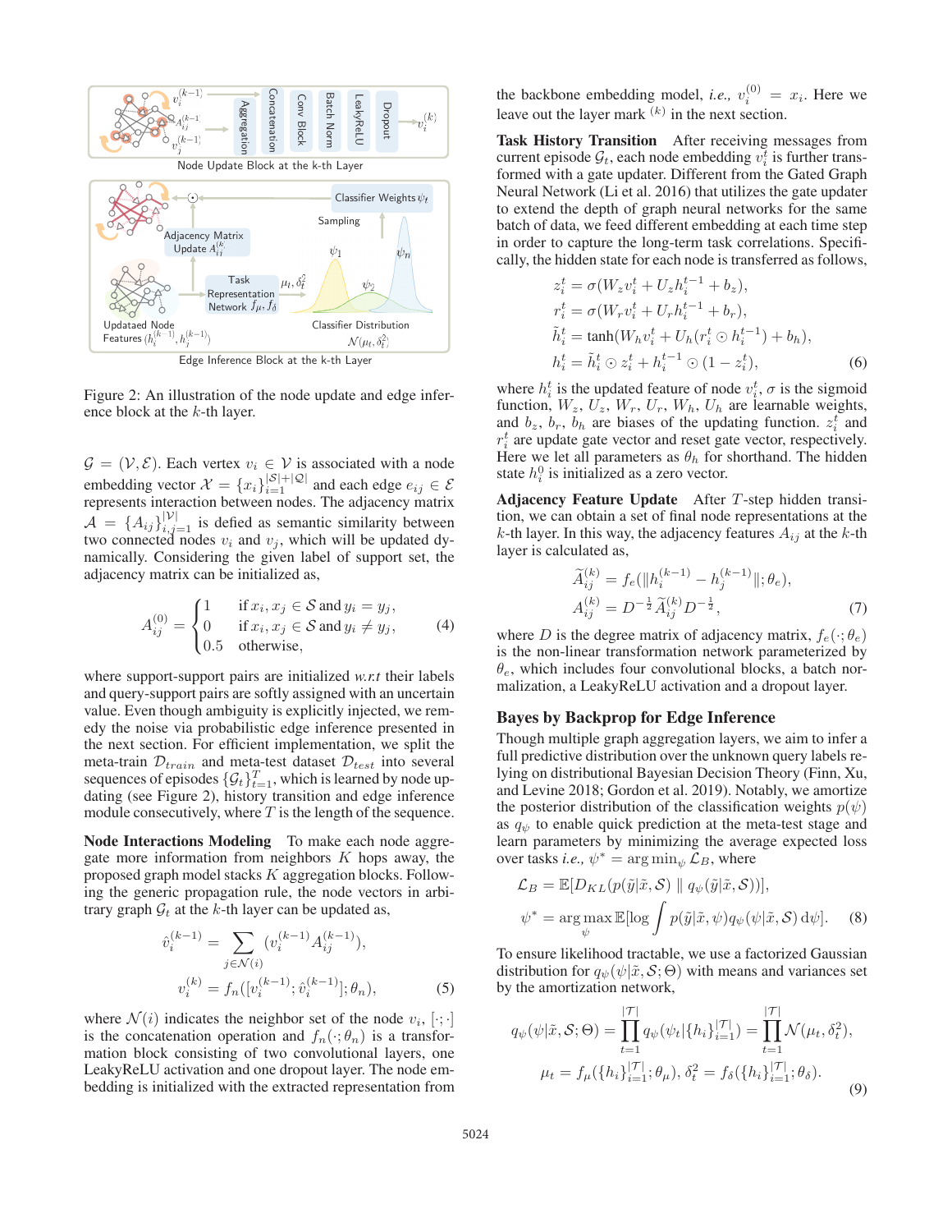Figure 2: An illustration of the node update and edge inference block at the $k$-th layer.

$\mathcal{G} = (\mathcal{V}, \mathcal{E})$. Each vertex $v_i \in \mathcal{V}$ is associated with a node embedding vector $\mathcal{X} = \{x_i\}_{i=1}^{|\mathcal{S}|+|\mathcal{Q}|}$ and each edge $e_{ij} \in \mathcal{E}$ represents interaction between nodes. The adjacency matrix $\mathcal{A} = \{A_{ij}\}_{i,j=1}^{|\mathcal{V}|}$ is defied as semantic similarity between two connected nodes $v_i$ and $v_j$, which will be updated dynamically. Considering the given label of support set, the adjacency matrix can be initialized as,

$$A_{ij}^{(0)} = \begin{cases} 1 & \text{if } x_i, x_j \in \mathcal{S} \text{ and } y_i = y_j, \\ 0 & \text{if } x_i, x_j \in \mathcal{S} \text{ and } y_i \neq y_j, \\ 0.5 & \text{otherwise}, \end{cases} \tag{4}$$

where support-support pairs are initialized *w.r.t* their labels and query-support pairs are softly assigned with an uncertain value. Even though ambiguity is explicitly injected, we remedy the noise via probabilistic edge inference presented in the next section. For efficient implementation, we split the meta-train $\mathcal{D}_{train}$ and meta-test dataset $\mathcal{D}_{test}$ into several sequences of episodes $\{\mathcal{G}_t\}_{t=1}^{T}$, which is learned by node updating (see Figure 2), history transition and edge inference module consecutively, where $T$ is the length of the sequence.

**Node Interactions Modeling** To make each node aggregate more information from neighbors $K$ hops away, the proposed graph model stacks $K$ aggregation blocks. Following the generic propagation rule, the node vectors in arbitrary graph $\mathcal{G}_t$ at the $k$-th layer can be updated as,

$$\hat{v}_i^{(k-1)} = \sum_{j \in \mathcal{N}(i)} (v_i^{(k-1)} A_{ij}^{(k-1)}),$$
$$v_i^{(k)} = f_n([v_i^{(k-1)}; \hat{v}_i^{(k-1)}]; \theta_n), \tag{5}$$

where $\mathcal{N}(i)$ indicates the neighbor set of the node $v_i$, $[\cdot;\cdot]$ is the concatenation operation and $f_n(\cdot; \theta_n)$ is a transformation block consisting of two convolutional layers, one LeakyReLU activation and one dropout layer. The node embedding is initialized with the extracted representation from the backbone embedding model, *i.e.,* $v_i^{(0)} = x_i$. Here we leave out the layer mark $^{(k)}$ in the next section.

**Task History Transition** After receiving messages from current episode $\mathcal{G}_t$, each node embedding $v_i^t$ is further transformed with a gate updater. Different from the Gated Graph Neural Network (Li et al. 2016) that utilizes the gate updater to extend the depth of graph neural networks for the same batch of data, we feed different embedding at each time step in order to capture the long-term task correlations. Specifically, the hidden state for each node is transferred as follows,

$$z_i^t = \sigma(W_z v_i^t + U_z h_i^{t-1} + b_z),$$
$$r_i^t = \sigma(W_r v_i^t + U_r h_i^{t-1} + b_r),$$
$$\tilde{h}_i^t = \tanh(W_h v_i^t + U_h (r_i^t \odot h_i^{t-1}) + b_h),$$
$$h_i^t = \tilde{h}_i^t \odot z_i^t + h_i^{t-1} \odot (1 - z_i^t), \tag{6}$$

where $h_i^t$ is the updated feature of node $v_i^t$, $\sigma$ is the sigmoid function, $W_z$, $U_z$, $W_r$, $U_r$, $W_h$, $U_h$ are learnable weights, and $b_z$, $b_r$, $b_h$ are biases of the updating function. $z_i^t$ and $r_i^t$ are update gate vector and reset gate vector, respectively. Here we let all parameters as $\theta_h$ for shorthand. The hidden state $h_i^0$ is initialized as a zero vector.

**Adjacency Feature Update** After $T$-step hidden transition, we can obtain a set of final node representations at the $k$-th layer. In this way, the adjacency features $A_{ij}$ at the $k$-th layer is calculated as,

$$\widetilde{A}_{ij}^{(k)} = f_e(\|h_i^{(k-1)} - h_j^{(k-1)}\|; \theta_e),$$
$$A_{ij}^{(k)} = D^{-\frac{1}{2}} \widetilde{A}_{ij}^{(k)} D^{-\frac{1}{2}}, \tag{7}$$

where $D$ is the degree matrix of adjacency matrix, $f_e(\cdot; \theta_e)$ is the non-linear transformation network parameterized by $\theta_e$, which includes four convolutional blocks, a batch normalization, a LeakyReLU activation and a dropout layer.

## Bayes by Backprop for Edge Inference

Though multiple graph aggregation layers, we aim to infer a full predictive distribution over the unknown query labels relying on distributional Bayesian Decision Theory (Finn, Xu, and Levine 2018; Gordon et al. 2019). Notably, we amortize the posterior distribution of the classification weights $p(\psi)$ as $q_\psi$ to enable quick prediction at the meta-test stage and learn parameters by minimizing the average expected loss over tasks *i.e.,* $\psi^* = \arg\min_\psi \mathcal{L}_B$, where

$$\mathcal{L}_B = \mathbb{E}[D_{KL}(p(\tilde{y}|\tilde{x}, \mathcal{S}) \parallel q_\psi(\tilde{y}|\tilde{x}, \mathcal{S}))],$$
$$\psi^* = \arg\max_\psi \mathbb{E}[\log \int p(\tilde{y}|\tilde{x}, \psi) q_\psi(\psi|\tilde{x}, \mathcal{S})\, \mathrm{d}\psi]. \tag{8}$$

To ensure likelihood tractable, we use a factorized Gaussian distribution for $q_\psi(\psi|\tilde{x}, \mathcal{S}; \Theta)$ with means and variances set by the amortization network,

$$q_\psi(\psi|\tilde{x}, \mathcal{S}; \Theta) = \prod_{t=1}^{|\mathcal{T}|} q_\psi(\psi_t | \{h_i\}_{i=1}^{|\mathcal{T}|}) = \prod_{t=1}^{|\mathcal{T}|} \mathcal{N}(\mu_t, \delta_t^2),$$
$$\mu_t = f_\mu(\{h_i\}_{i=1}^{|\mathcal{T}|}; \theta_\mu), \; \delta_t^2 = f_\delta(\{h_i\}_{i=1}^{|\mathcal{T}|}; \theta_\delta). \tag{9}$$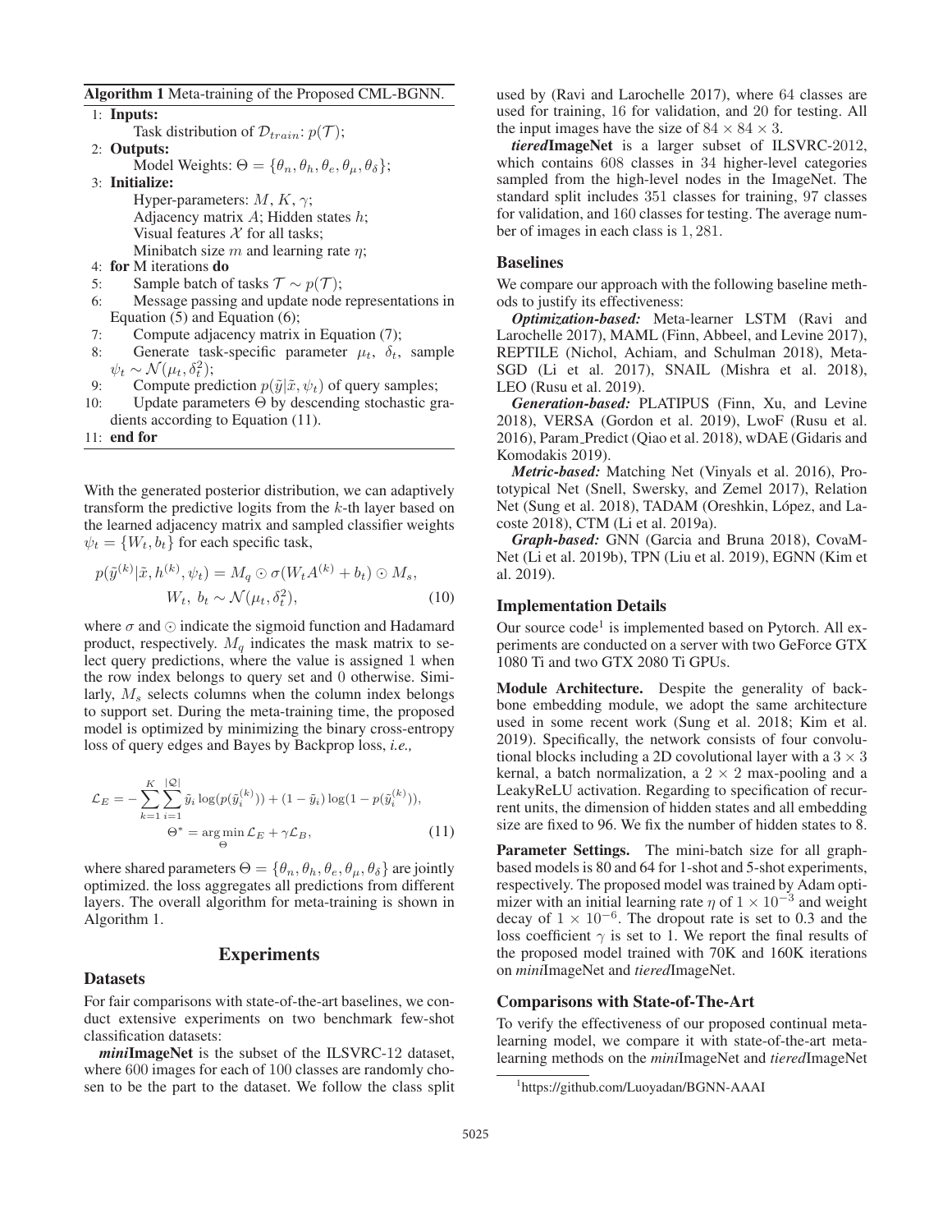**Algorithm 1** Meta-training of the Proposed CML-BGNN.

1: **Inputs:**
  Task distribution of $\mathcal{D}_{train}$: $p(\mathcal{T})$;
2: **Outputs:**
  Model Weights: $\Theta = \{\theta_n, \theta_h, \theta_e, \theta_\mu, \theta_\delta\}$;
3: **Initialize:**
  Hyper-parameters: $M$, $K$, $\gamma$;
  Adjacency matrix $A$; Hidden states $h$;
  Visual features $\mathcal{X}$ for all tasks;
  Minibatch size $m$ and learning rate $\eta$;
4: **for** M iterations **do**
5:   Sample batch of tasks $\mathcal{T} \sim p(\mathcal{T})$;
6:   Message passing and update node representations in Equation (5) and Equation (6);
7:   Compute adjacency matrix in Equation (7);
8:   Generate task-specific parameter $\mu_t$, $\delta_t$, sample $\psi_t \sim \mathcal{N}(\mu_t, \delta_t^2)$;
9:   Compute prediction $p(\tilde{y}|\tilde{x}, \psi_t)$ of query samples;
10:   Update parameters $\Theta$ by descending stochastic gradients according to Equation (11).
11: **end for**

With the generated posterior distribution, we can adaptively transform the predictive logits from the $k$-th layer based on the learned adjacency matrix and sampled classifier weights $\psi_t = \{W_t, b_t\}$ for each specific task,

$$p(\tilde{y}^{(k)}|\tilde{x}, h^{(k)}, \psi_t) = M_q \odot \sigma(W_t A^{(k)} + b_t) \odot M_s,$$
$$W_t,\ b_t \sim \mathcal{N}(\mu_t, \delta_t^2), \tag{10}$$

where $\sigma$ and $\odot$ indicate the sigmoid function and Hadamard product, respectively. $M_q$ indicates the mask matrix to select query predictions, where the value is assigned 1 when the row index belongs to query set and 0 otherwise. Similarly, $M_s$ selects columns when the column index belongs to support set. During the meta-training time, the proposed model is optimized by minimizing the binary cross-entropy loss of query edges and Bayes by Backprop loss, *i.e.,*

$$\mathcal{L}_E = -\sum_{k=1}^{K}\sum_{i=1}^{|\mathcal{Q}|} \tilde{y}_i \log(p(\tilde{y}_i^{(k)})) + (1-\tilde{y}_i)\log(1-p(\tilde{y}_i^{(k)})),$$
$$\Theta^* = \arg\min_{\Theta} \mathcal{L}_E + \gamma\mathcal{L}_B, \tag{11}$$

where shared parameters $\Theta = \{\theta_n, \theta_h, \theta_e, \theta_\mu, \theta_\delta\}$ are jointly optimized. the loss aggregates all predictions from different layers. The overall algorithm for meta-training is shown in Algorithm 1.

## Experiments

### Datasets

For fair comparisons with state-of-the-art baselines, we conduct extensive experiments on two benchmark few-shot classification datasets:

***mini*ImageNet** is the subset of the ILSVRC-12 dataset, where 600 images for each of 100 classes are randomly chosen to be the part to the dataset. We follow the class split used by (Ravi and Larochelle 2017), where 64 classes are used for training, 16 for validation, and 20 for testing. All the input images have the size of $84 \times 84 \times 3$.

***tiered*ImageNet** is a larger subset of ILSVRC-2012, which contains 608 classes in 34 higher-level categories sampled from the high-level nodes in the ImageNet. The standard split includes 351 classes for training, 97 classes for validation, and 160 classes for testing. The average number of images in each class is 1,281.

### Baselines

We compare our approach with the following baseline methods to justify its effectiveness:

***Optimization-based:*** Meta-learner LSTM (Ravi and Larochelle 2017), MAML (Finn, Abbeel, and Levine 2017), REPTILE (Nichol, Achiam, and Schulman 2018), Meta-SGD (Li et al. 2017), SNAIL (Mishra et al. 2018), LEO (Rusu et al. 2019).

***Generation-based:*** PLATIPUS (Finn, Xu, and Levine 2018), VERSA (Gordon et al. 2019), LwoF (Rusu et al. 2016), Param_Predict (Qiao et al. 2018), wDAE (Gidaris and Komodakis 2019).

***Metric-based:*** Matching Net (Vinyals et al. 2016), Prototypical Net (Snell, Swersky, and Zemel 2017), Relation Net (Sung et al. 2018), TADAM (Oreshkin, López, and Lacoste 2018), CTM (Li et al. 2019a).

***Graph-based:*** GNN (Garcia and Bruna 2018), CovaMNet (Li et al. 2019b), TPN (Liu et al. 2019), EGNN (Kim et al. 2019).

### Implementation Details

Our source code[1] is implemented based on Pytorch. All experiments are conducted on a server with two GeForce GTX 1080 Ti and two GTX 2080 Ti GPUs.

**Module Architecture.** Despite the generality of backbone embedding module, we adopt the same architecture used in some recent work (Sung et al. 2018; Kim et al. 2019). Specifically, the network consists of four convolutional blocks including a 2D covolutional layer with a $3 \times 3$ kernal, a batch normalization, a $2 \times 2$ max-pooling and a LeakyReLU activation. Regarding to specification of recurrent units, the dimension of hidden states and all embedding size are fixed to 96. We fix the number of hidden states to 8.

**Parameter Settings.** The mini-batch size for all graph-based models is 80 and 64 for 1-shot and 5-shot experiments, respectively. The proposed model was trained by Adam optimizer with an initial learning rate $\eta$ of $1 \times 10^{-3}$ and weight decay of $1 \times 10^{-6}$. The dropout rate is set to 0.3 and the loss coefficient $\gamma$ is set to 1. We report the final results of the proposed model trained with 70K and 160K iterations on *mini*ImageNet and *tiered*ImageNet.

### Comparisons with State-of-The-Art

To verify the effectiveness of our proposed continual meta-learning model, we compare it with state-of-the-art meta-learning methods on the *mini*ImageNet and *tiered*ImageNet

[1] https://github.com/Luoyadan/BGNN-AAAI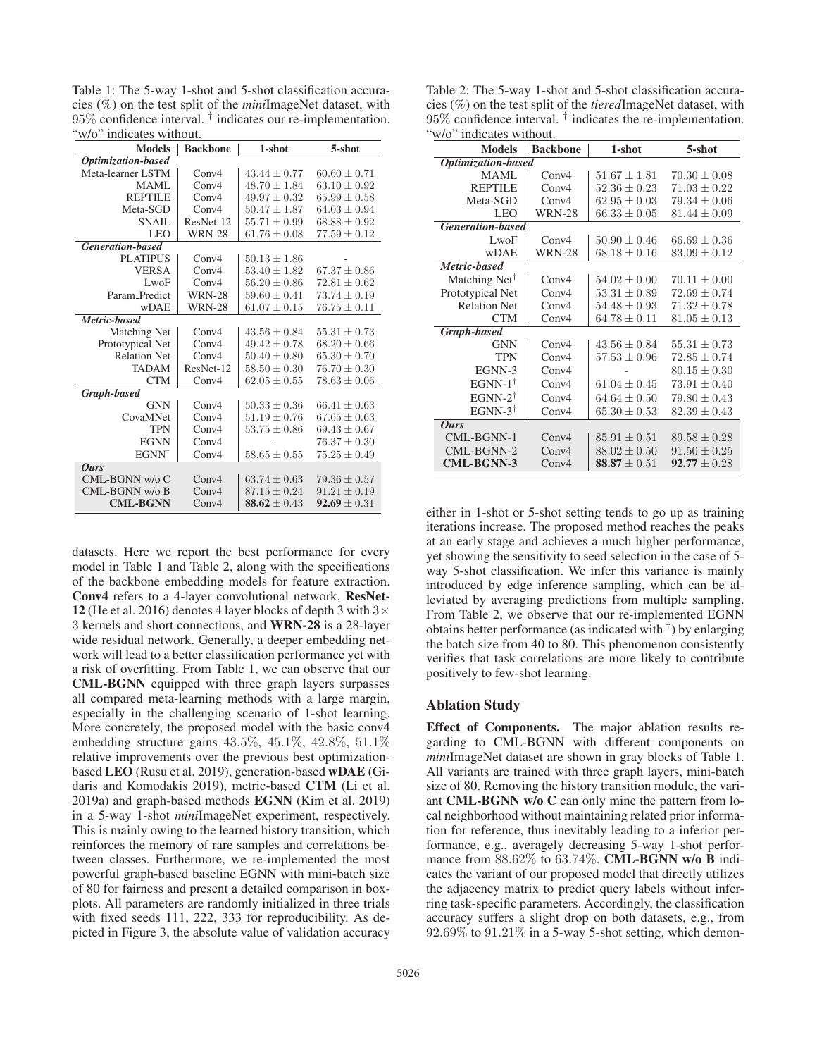Table 1: The 5-way 1-shot and 5-shot classification accuracies (%) on the test split of the *mini*ImageNet dataset, with 95% confidence interval. † indicates our re-implementation. "w/o" indicates without.

| Models | Backbone | 1-shot | 5-shot |
|---|---|---|---|
| ***Optimization-based*** | | | |
| Meta-learner LSTM | Conv4 | $43.44 \pm 0.77$ | $60.60 \pm 0.71$ |
| MAML | Conv4 | $48.70 \pm 1.84$ | $63.10 \pm 0.92$ |
| REPTILE | Conv4 | $49.97 \pm 0.32$ | $65.99 \pm 0.58$ |
| Meta-SGD | Conv4 | $50.47 \pm 1.87$ | $64.03 \pm 0.94$ |
| SNAIL | ResNet-12 | $55.71 \pm 0.99$ | $68.88 \pm 0.92$ |
| LEO | WRN-28 | $61.76 \pm 0.08$ | $77.59 \pm 0.12$ |
| ***Generation-based*** | | | |
| PLATIPUS | Conv4 | $50.13 \pm 1.86$ | - |
| VERSA | Conv4 | $53.40 \pm 1.82$ | $67.37 \pm 0.86$ |
| LwoF | Conv4 | $56.20 \pm 0.86$ | $72.81 \pm 0.62$ |
| Param_Predict | WRN-28 | $59.60 \pm 0.41$ | $73.74 \pm 0.19$ |
| wDAE | WRN-28 | $61.07 \pm 0.15$ | $76.75 \pm 0.11$ |
| ***Metric-based*** | | | |
| Matching Net | Conv4 | $43.56 \pm 0.84$ | $55.31 \pm 0.73$ |
| Prototypical Net | Conv4 | $49.42 \pm 0.78$ | $68.20 \pm 0.66$ |
| Relation Net | Conv4 | $50.40 \pm 0.80$ | $65.30 \pm 0.70$ |
| TADAM | ResNet-12 | $58.50 \pm 0.30$ | $76.70 \pm 0.30$ |
| CTM | Conv4 | $62.05 \pm 0.55$ | $78.63 \pm 0.06$ |
| ***Graph-based*** | | | |
| GNN | Conv4 | $50.33 \pm 0.36$ | $66.41 \pm 0.63$ |
| CovaMNet | Conv4 | $51.19 \pm 0.76$ | $67.65 \pm 0.63$ |
| TPN | Conv4 | $53.75 \pm 0.86$ | $69.43 \pm 0.67$ |
| EGNN | Conv4 | - | $76.37 \pm 0.30$ |
| EGNN† | Conv4 | $58.65 \pm 0.55$ | $75.25 \pm 0.49$ |
| ***Ours*** | | | |
| CML-BGNN w/o C | Conv4 | $63.74 \pm 0.63$ | $79.36 \pm 0.57$ |
| CML-BGNN w/o B | Conv4 | $87.15 \pm 0.24$ | $91.21 \pm 0.19$ |
| **CML-BGNN** | Conv4 | $\mathbf{88.62} \pm 0.43$ | $\mathbf{92.69} \pm 0.31$ |

Table 2: The 5-way 1-shot and 5-shot classification accuracies (%) on the test split of the *tiered*ImageNet dataset, with 95% confidence interval. † indicates the re-implementation. "w/o" indicates without.

| Models | Backbone | 1-shot | 5-shot |
|---|---|---|---|
| ***Optimization-based*** | | | |
| MAML | Conv4 | $51.67 \pm 1.81$ | $70.30 \pm 0.08$ |
| REPTILE | Conv4 | $52.36 \pm 0.23$ | $71.03 \pm 0.22$ |
| Meta-SGD | Conv4 | $62.95 \pm 0.03$ | $79.34 \pm 0.06$ |
| LEO | WRN-28 | $66.33 \pm 0.05$ | $81.44 \pm 0.09$ |
| ***Generation-based*** | | | |
| LwoF | Conv4 | $50.90 \pm 0.46$ | $66.69 \pm 0.36$ |
| wDAE | WRN-28 | $68.18 \pm 0.16$ | $83.09 \pm 0.12$ |
| ***Metric-based*** | | | |
| Matching Net† | Conv4 | $54.02 \pm 0.00$ | $70.11 \pm 0.00$ |
| Prototypical Net | Conv4 | $53.31 \pm 0.89$ | $72.69 \pm 0.74$ |
| Relation Net | Conv4 | $54.48 \pm 0.93$ | $71.32 \pm 0.78$ |
| CTM | Conv4 | $64.78 \pm 0.11$ | $81.05 \pm 0.13$ |
| ***Graph-based*** | | | |
| GNN | Conv4 | $43.56 \pm 0.84$ | $55.31 \pm 0.73$ |
| TPN | Conv4 | $57.53 \pm 0.96$ | $72.85 \pm 0.74$ |
| EGNN-3 | Conv4 | - | $80.15 \pm 0.30$ |
| EGNN-1† | Conv4 | $61.04 \pm 0.45$ | $73.91 \pm 0.40$ |
| EGNN-2† | Conv4 | $64.64 \pm 0.50$ | $79.80 \pm 0.43$ |
| EGNN-3† | Conv4 | $65.30 \pm 0.53$ | $82.39 \pm 0.43$ |
| ***Ours*** | | | |
| CML-BGNN-1 | Conv4 | $85.91 \pm 0.51$ | $89.58 \pm 0.28$ |
| CML-BGNN-2 | Conv4 | $88.02 \pm 0.50$ | $91.50 \pm 0.25$ |
| **CML-BGNN-3** | Conv4 | $\mathbf{88.87} \pm 0.51$ | $\mathbf{92.77} \pm 0.28$ |

datasets. Here we report the best performance for every model in Table 1 and Table 2, along with the specifications of the backbone embedding models for feature extraction. **Conv4** refers to a 4-layer convolutional network, **ResNet-12** (He et al. 2016) denotes 4 layer blocks of depth 3 with $3\times3$ kernels and short connections, and **WRN-28** is a 28-layer wide residual network. Generally, a deeper embedding network will lead to a better classification performance yet with a risk of overfitting. From Table 1, we can observe that our **CML-BGNN** equipped with three graph layers surpasses all compared meta-learning methods with a large margin, especially in the challenging scenario of 1-shot learning. More concretely, the proposed model with the basic conv4 embedding structure gains 43.5%, 45.1%, 42.8%, 51.1% relative improvements over the previous best optimization-based **LEO** (Rusu et al. 2019), generation-based **wDAE** (Gidaris and Komodakis 2019), metric-based **CTM** (Li et al. 2019a) and graph-based methods **EGNN** (Kim et al. 2019) in a 5-way 1-shot *mini*ImageNet experiment, respectively. This is mainly owing to the learned history transition, which reinforces the memory of rare samples and correlations between classes. Furthermore, we re-implemented the most powerful graph-based baseline EGNN with mini-batch size of 80 for fairness and present a detailed comparison in boxplots. All parameters are randomly initialized in three trials with fixed seeds 111, 222, 333 for reproducibility. As depicted in Figure 3, the absolute value of validation accuracy either in 1-shot or 5-shot setting tends to go up as training iterations increase. The proposed method reaches the peaks at an early stage and achieves a much higher performance, yet showing the sensitivity to seed selection in the case of 5-way 5-shot classification. We infer this variance is mainly introduced by edge inference sampling, which can be alleviated by averaging predictions from multiple sampling. From Table 2, we observe that our re-implemented EGNN obtains better performance (as indicated with †) by enlarging the batch size from 40 to 80. This phenomenon consistently verifies that task correlations are more likely to contribute positively to few-shot learning.

## Ablation Study

**Effect of Components.** The major ablation results regarding to CML-BGNN with different components on *mini*ImageNet dataset are shown in gray blocks of Table 1. All variants are trained with three graph layers, mini-batch size of 80. Removing the history transition module, the variant **CML-BGNN w/o C** can only mine the pattern from local neighborhood without maintaining related prior information for reference, thus inevitably leading to a inferior performance, e.g., averagely decreasing 5-way 1-shot performance from 88.62% to 63.74%. **CML-BGNN w/o B** indicates the variant of our proposed model that directly utilizes the adjacency matrix to predict query labels without inferring task-specific parameters. Accordingly, the classification accuracy suffers a slight drop on both datasets, e.g., from 92.69% to 91.21% in a 5-way 5-shot setting, which demon-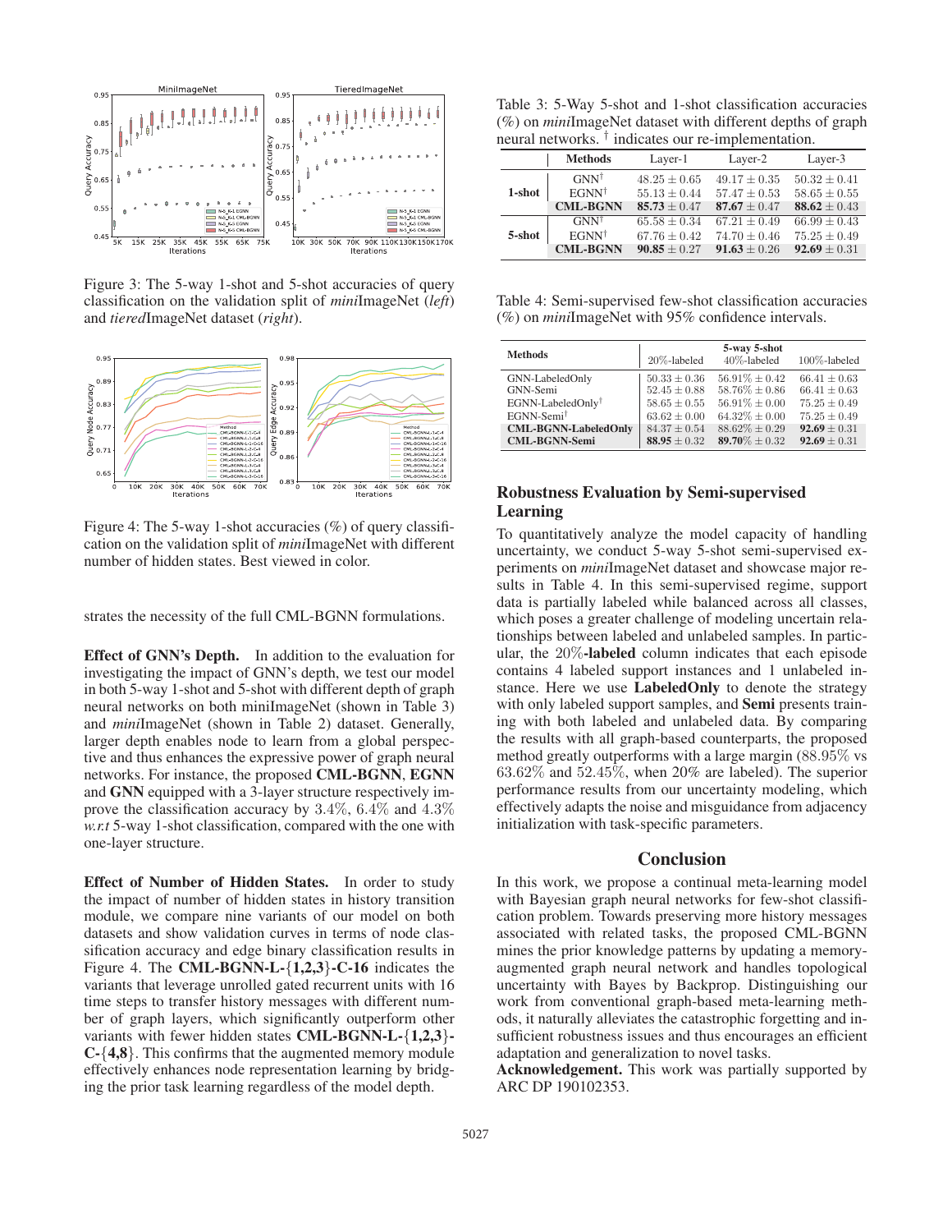Figure 3: The 5-way 1-shot and 5-shot accuracies of query classification on the validation split of *mini*ImageNet (*left*) and *tiered*ImageNet dataset (*right*).

Figure 4: The 5-way 1-shot accuracies (%) of query classification on the validation split of *mini*ImageNet with different number of hidden states. Best viewed in color.

strates the necessity of the full CML-BGNN formulations.

**Effect of GNN's Depth.** In addition to the evaluation for investigating the impact of GNN's depth, we test our model in both 5-way 1-shot and 5-shot with different depth of graph neural networks on both miniImageNet (shown in Table 3) and *mini*ImageNet (shown in Table 2) dataset. Generally, larger depth enables node to learn from a global perspective and thus enhances the expressive power of graph neural networks. For instance, the proposed **CML-BGNN**, **EGNN** and **GNN** equipped with a 3-layer structure respectively improve the classification accuracy by $3.4\%$, $6.4\%$ and $4.3\%$ *w.r.t* 5-way 1-shot classification, compared with the one with one-layer structure.

**Effect of Number of Hidden States.** In order to study the impact of number of hidden states in history transition module, we compare nine variants of our model on both datasets and show validation curves in terms of node classification accuracy and edge binary classification results in Figure 4. The **CML-BGNN-L-{1,2,3}-C-16** indicates the variants that leverage unrolled gated recurrent units with 16 time steps to transfer history messages with different number of graph layers, which significantly outperform other variants with fewer hidden states **CML-BGNN-L-{1,2,3}-C-{4,8}**. This confirms that the augmented memory module effectively enhances node representation learning by bridging the prior task learning regardless of the model depth.

Table 3: 5-Way 5-shot and 1-shot classification accuracies (%) on *mini*ImageNet dataset with different depths of graph neural networks. † indicates our re-implementation.

| | Methods | Layer-1 | Layer-2 | Layer-3 |
|---|---|---|---|---|
| **1-shot** | GNN† | $48.25 \pm 0.65$ | $49.17 \pm 0.35$ | $50.32 \pm 0.41$ |
| | EGNN† | $55.13 \pm 0.44$ | $57.47 \pm 0.53$ | $58.65 \pm 0.55$ |
| | **CML-BGNN** | $\mathbf{85.73} \pm 0.47$ | $\mathbf{87.67} \pm 0.47$ | $\mathbf{88.62} \pm 0.43$ |
| **5-shot** | GNN† | $65.58 \pm 0.34$ | $67.21 \pm 0.49$ | $66.99 \pm 0.43$ |
| | EGNN† | $67.76 \pm 0.42$ | $74.70 \pm 0.46$ | $75.25 \pm 0.49$ |
| | **CML-BGNN** | $\mathbf{90.85} \pm 0.27$ | $\mathbf{91.63} \pm 0.26$ | $\mathbf{92.69} \pm 0.31$ |

Table 4: Semi-supervised few-shot classification accuracies (%) on *mini*ImageNet with 95% confidence intervals.

| Methods | 5-way 5-shot | | |
|---|---|---|---|
| | 20%-labeled | 40%-labeled | 100%-labeled |
| GNN-LabeledOnly | $50.33 \pm 0.36$ | $56.91\% \pm 0.42$ | $66.41 \pm 0.63$ |
| GNN-Semi | $52.45 \pm 0.88$ | $58.76\% \pm 0.86$ | $66.41 \pm 0.63$ |
| EGNN-LabeledOnly† | $58.65 \pm 0.55$ | $56.91\% \pm 0.00$ | $75.25 \pm 0.49$ |
| EGNN-Semi† | $63.62 \pm 0.00$ | $64.32\% \pm 0.00$ | $75.25 \pm 0.49$ |
| **CML-BGNN-LabeledOnly** | $84.37 \pm 0.54$ | $88.62\% \pm 0.29$ | $\mathbf{92.69} \pm 0.31$ |
| **CML-BGNN-Semi** | $\mathbf{88.95} \pm 0.32$ | $\mathbf{89.70}\% \pm 0.32$ | $\mathbf{92.69} \pm 0.31$ |

## Robustness Evaluation by Semi-supervised Learning

To quantitatively analyze the model capacity of handling uncertainty, we conduct 5-way 5-shot semi-supervised experiments on *mini*ImageNet dataset and showcase major results in Table 4. In this semi-supervised regime, support data is partially labeled while balanced across all classes, which poses a greater challenge of modeling uncertain relationships between labeled and unlabeled samples. In particular, the $20\%$-**labeled** column indicates that each episode contains 4 labeled support instances and 1 unlabeled instance. Here we use **LabeledOnly** to denote the strategy with only labeled support samples, and **Semi** presents training with both labeled and unlabeled data. By comparing the results with all graph-based counterparts, the proposed method greatly outperforms with a large margin ($88.95\%$ vs $63.62\%$ and $52.45\%$, when 20% are labeled). The superior performance results from our uncertainty modeling, which effectively adapts the noise and misguidance from adjacency initialization with task-specific parameters.

## Conclusion

In this work, we propose a continual meta-learning model with Bayesian graph neural networks for few-shot classification problem. Towards preserving more history messages associated with related tasks, the proposed CML-BGNN mines the prior knowledge patterns by updating a memory-augmented graph neural network and handles topological uncertainty with Bayes by Backprop. Distinguishing our work from conventional graph-based meta-learning methods, it naturally alleviates the catastrophic forgetting and insufficient robustness issues and thus encourages an efficient adaptation and generalization to novel tasks.

**Acknowledgement.** This work was partially supported by ARC DP 190102353.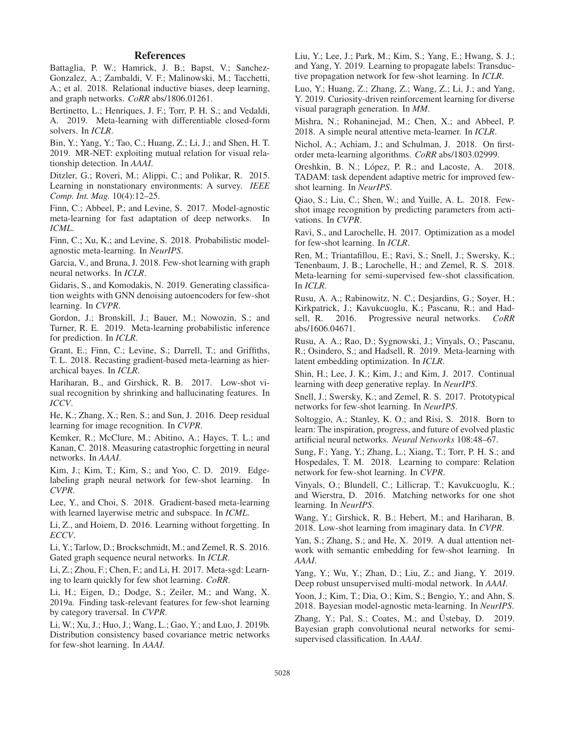## References

Battaglia, P. W.; Hamrick, J. B.; Bapst, V.; Sanchez-Gonzalez, A.; Zambaldi, V. F.; Malinowski, M.; Tacchetti, A.; et al. 2018. Relational inductive biases, deep learning, and graph networks. *CoRR* abs/1806.01261.

Bertinetto, L.; Henriques, J. F.; Torr, P. H. S.; and Vedaldi, A. 2019. Meta-learning with differentiable closed-form solvers. In *ICLR*.

Bin, Y.; Yang, Y.; Tao, C.; Huang, Z.; Li, J.; and Shen, H. T. 2019. MR-NET: exploiting mutual relation for visual relationship detection. In *AAAI*.

Ditzler, G.; Roveri, M.; Alippi, C.; and Polikar, R. 2015. Learning in nonstationary environments: A survey. *IEEE Comp. Int. Mag.* 10(4):12–25.

Finn, C.; Abbeel, P.; and Levine, S. 2017. Model-agnostic meta-learning for fast adaptation of deep networks. In *ICML*.

Finn, C.; Xu, K.; and Levine, S. 2018. Probabilistic model-agnostic meta-learning. In *NeurIPS*.

Garcia, V., and Bruna, J. 2018. Few-shot learning with graph neural networks. In *ICLR*.

Gidaris, S., and Komodakis, N. 2019. Generating classification weights with GNN denoising autoencoders for few-shot learning. In *CVPR*.

Gordon, J.; Bronskill, J.; Bauer, M.; Nowozin, S.; and Turner, R. E. 2019. Meta-learning probabilistic inference for prediction. In *ICLR*.

Grant, E.; Finn, C.; Levine, S.; Darrell, T.; and Griffiths, T. L. 2018. Recasting gradient-based meta-learning as hierarchical bayes. In *ICLR*.

Hariharan, B., and Girshick, R. B. 2017. Low-shot visual recognition by shrinking and hallucinating features. In *ICCV*.

He, K.; Zhang, X.; Ren, S.; and Sun, J. 2016. Deep residual learning for image recognition. In *CVPR*.

Kemker, R.; McClure, M.; Abitino, A.; Hayes, T. L.; and Kanan, C. 2018. Measuring catastrophic forgetting in neural networks. In *AAAI*.

Kim, J.; Kim, T.; Kim, S.; and Yoo, C. D. 2019. Edge-labeling graph neural network for few-shot learning. In *CVPR*.

Lee, Y., and Choi, S. 2018. Gradient-based meta-learning with learned layerwise metric and subspace. In *ICML*.

Li, Z., and Hoiem, D. 2016. Learning without forgetting. In *ECCV*.

Li, Y.; Tarlow, D.; Brockschmidt, M.; and Zemel, R. S. 2016. Gated graph sequence neural networks. In *ICLR*.

Li, Z.; Zhou, F.; Chen, F.; and Li, H. 2017. Meta-sgd: Learning to learn quickly for few shot learning. *CoRR*.

Li, H.; Eigen, D.; Dodge, S.; Zeiler, M.; and Wang, X. 2019a. Finding task-relevant features for few-shot learning by category traversal. In *CVPR*.

Li, W.; Xu, J.; Huo, J.; Wang, L.; Gao, Y.; and Luo, J. 2019b. Distribution consistency based covariance metric networks for few-shot learning. In *AAAI*.

Liu, Y.; Lee, J.; Park, M.; Kim, S.; Yang, E.; Hwang, S. J.; and Yang, Y. 2019. Learning to propagate labels: Transductive propagation network for few-shot learning. In *ICLR*.

Luo, Y.; Huang, Z.; Zhang, Z.; Wang, Z.; Li, J.; and Yang, Y. 2019. Curiosity-driven reinforcement learning for diverse visual paragraph generation. In *MM*.

Mishra, N.; Rohaninejad, M.; Chen, X.; and Abbeel, P. 2018. A simple neural attentive meta-learner. In *ICLR*.

Nichol, A.; Achiam, J.; and Schulman, J. 2018. On first-order meta-learning algorithms. *CoRR* abs/1803.02999.

Oreshkin, B. N.; López, P. R.; and Lacoste, A. 2018. TADAM: task dependent adaptive metric for improved few-shot learning. In *NeurIPS*.

Qiao, S.; Liu, C.; Shen, W.; and Yuille, A. L. 2018. Few-shot image recognition by predicting parameters from activations. In *CVPR*.

Ravi, S., and Larochelle, H. 2017. Optimization as a model for few-shot learning. In *ICLR*.

Ren, M.; Triantafillou, E.; Ravi, S.; Snell, J.; Swersky, K.; Tenenbaum, J. B.; Larochelle, H.; and Zemel, R. S. 2018. Meta-learning for semi-supervised few-shot classification. In *ICLR*.

Rusu, A. A.; Rabinowitz, N. C.; Desjardins, G.; Soyer, H.; Kirkpatrick, J.; Kavukcuoglu, K.; Pascanu, R.; and Hadsell, R. 2016. Progressive neural networks. *CoRR* abs/1606.04671.

Rusu, A. A.; Rao, D.; Sygnowski, J.; Vinyals, O.; Pascanu, R.; Osindero, S.; and Hadsell, R. 2019. Meta-learning with latent embedding optimization. In *ICLR*.

Shin, H.; Lee, J. K.; Kim, J.; and Kim, J. 2017. Continual learning with deep generative replay. In *NeurIPS*.

Snell, J.; Swersky, K.; and Zemel, R. S. 2017. Prototypical networks for few-shot learning. In *NeurIPS*.

Soltoggio, A.; Stanley, K. O.; and Risi, S. 2018. Born to learn: The inspiration, progress, and future of evolved plastic artificial neural networks. *Neural Networks* 108:48–67.

Sung, F.; Yang, Y.; Zhang, L.; Xiang, T.; Torr, P. H. S.; and Hospedales, T. M. 2018. Learning to compare: Relation network for few-shot learning. In *CVPR*.

Vinyals, O.; Blundell, C.; Lillicrap, T.; Kavukcuoglu, K.; and Wierstra, D. 2016. Matching networks for one shot learning. In *NeurIPS*.

Wang, Y.; Girshick, R. B.; Hebert, M.; and Hariharan, B. 2018. Low-shot learning from imaginary data. In *CVPR*.

Yan, S.; Zhang, S.; and He, X. 2019. A dual attention network with semantic embedding for few-shot learning. In *AAAI*.

Yang, Y.; Wu, Y.; Zhan, D.; Liu, Z.; and Jiang, Y. 2019. Deep robust unsupervised multi-modal network. In *AAAI*.

Yoon, J.; Kim, T.; Dia, O.; Kim, S.; Bengio, Y.; and Ahn, S. 2018. Bayesian model-agnostic meta-learning. In *NeurIPS*.

Zhang, Y.; Pal, S.; Coates, M.; and Üstebay, D. 2019. Bayesian graph convolutional neural networks for semi-supervised classification. In *AAAI*.